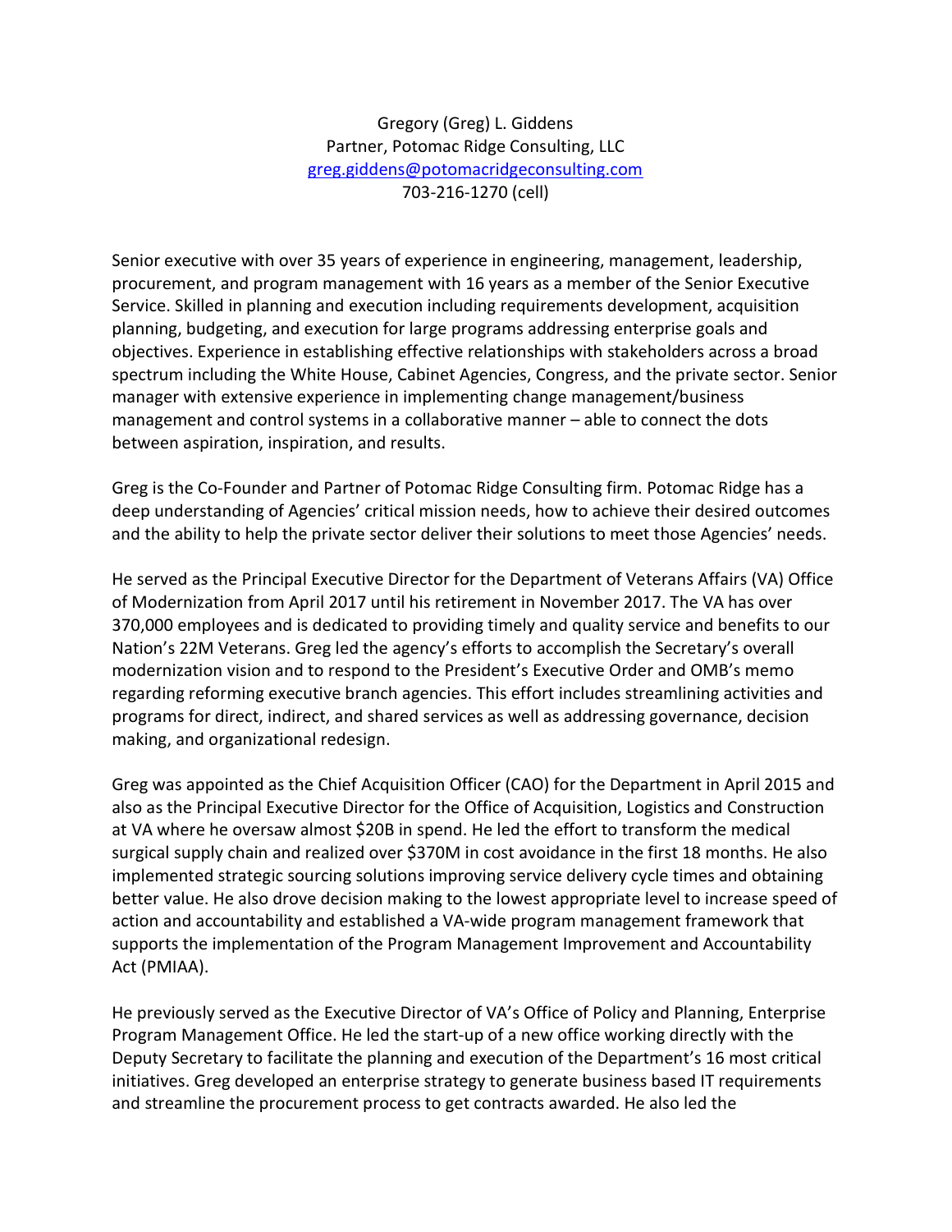Gregory (Greg) L. Giddens
Partner, Potomac Ridge Consulting, LLC
[greg.giddens@potomacridgeconsulting.com](mailto:greg.giddens@potomacridgeconsulting.com)
703-216-1270 (cell)

Senior executive with over 35 years of experience in engineering, management, leadership, procurement, and program management with 16 years as a member of the Senior Executive Service. Skilled in planning and execution including requirements development, acquisition planning, budgeting, and execution for large programs addressing enterprise goals and objectives. Experience in establishing effective relationships with stakeholders across a broad spectrum including the White House, Cabinet Agencies, Congress, and the private sector. Senior manager with extensive experience in implementing change management/business management and control systems in a collaborative manner – able to connect the dots between aspiration, inspiration, and results.

Greg is the Co-Founder and Partner of Potomac Ridge Consulting firm. Potomac Ridge has a deep understanding of Agencies' critical mission needs, how to achieve their desired outcomes and the ability to help the private sector deliver their solutions to meet those Agencies' needs.

He served as the Principal Executive Director for the Department of Veterans Affairs (VA) Office of Modernization from April 2017 until his retirement in November 2017. The VA has over 370,000 employees and is dedicated to providing timely and quality service and benefits to our Nation's 22M Veterans. Greg led the agency's efforts to accomplish the Secretary's overall modernization vision and to respond to the President's Executive Order and OMB's memo regarding reforming executive branch agencies. This effort includes streamlining activities and programs for direct, indirect, and shared services as well as addressing governance, decision making, and organizational redesign.

Greg was appointed as the Chief Acquisition Officer (CAO) for the Department in April 2015 and also as the Principal Executive Director for the Office of Acquisition, Logistics and Construction at VA where he oversaw almost $20B in spend. He led the effort to transform the medical surgical supply chain and realized over $370M in cost avoidance in the first 18 months. He also implemented strategic sourcing solutions improving service delivery cycle times and obtaining better value. He also drove decision making to the lowest appropriate level to increase speed of action and accountability and established a VA-wide program management framework that supports the implementation of the Program Management Improvement and Accountability Act (PMIAA).

He previously served as the Executive Director of VA's Office of Policy and Planning, Enterprise Program Management Office. He led the start-up of a new office working directly with the Deputy Secretary to facilitate the planning and execution of the Department's 16 most critical initiatives. Greg developed an enterprise strategy to generate business based IT requirements and streamline the procurement process to get contracts awarded. He also led the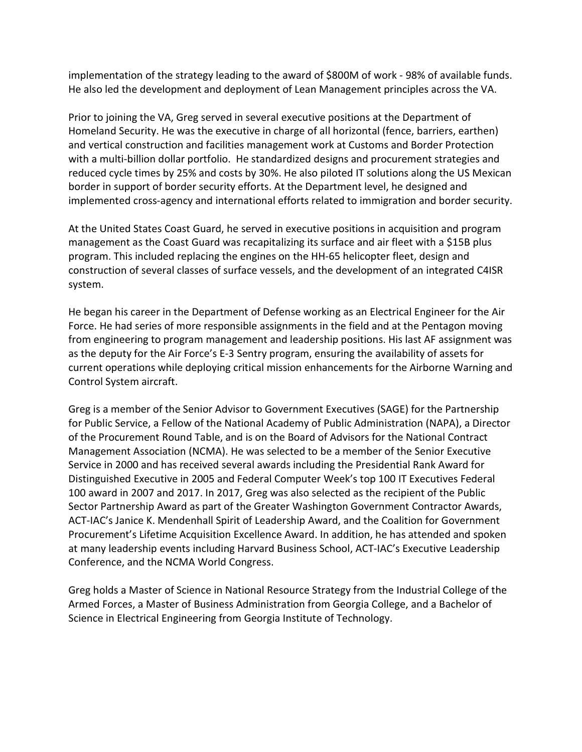implementation of the strategy leading to the award of $800M of work - 98% of available funds. He also led the development and deployment of Lean Management principles across the VA.

Prior to joining the VA, Greg served in several executive positions at the Department of Homeland Security. He was the executive in charge of all horizontal (fence, barriers, earthen) and vertical construction and facilities management work at Customs and Border Protection with a multi-billion dollar portfolio. He standardized designs and procurement strategies and reduced cycle times by 25% and costs by 30%. He also piloted IT solutions along the US Mexican border in support of border security efforts. At the Department level, he designed and implemented cross-agency and international efforts related to immigration and border security.

At the United States Coast Guard, he served in executive positions in acquisition and program management as the Coast Guard was recapitalizing its surface and air fleet with a $15B plus program. This included replacing the engines on the HH-65 helicopter fleet, design and construction of several classes of surface vessels, and the development of an integrated C4ISR system.

He began his career in the Department of Defense working as an Electrical Engineer for the Air Force. He had series of more responsible assignments in the field and at the Pentagon moving from engineering to program management and leadership positions. His last AF assignment was as the deputy for the Air Force's E-3 Sentry program, ensuring the availability of assets for current operations while deploying critical mission enhancements for the Airborne Warning and Control System aircraft.

Greg is a member of the Senior Advisor to Government Executives (SAGE) for the Partnership for Public Service, a Fellow of the National Academy of Public Administration (NAPA), a Director of the Procurement Round Table, and is on the Board of Advisors for the National Contract Management Association (NCMA). He was selected to be a member of the Senior Executive Service in 2000 and has received several awards including the Presidential Rank Award for Distinguished Executive in 2005 and Federal Computer Week's top 100 IT Executives Federal 100 award in 2007 and 2017. In 2017, Greg was also selected as the recipient of the Public Sector Partnership Award as part of the Greater Washington Government Contractor Awards, ACT-IAC's Janice K. Mendenhall Spirit of Leadership Award, and the Coalition for Government Procurement's Lifetime Acquisition Excellence Award. In addition, he has attended and spoken at many leadership events including Harvard Business School, ACT-IAC's Executive Leadership Conference, and the NCMA World Congress.

Greg holds a Master of Science in National Resource Strategy from the Industrial College of the Armed Forces, a Master of Business Administration from Georgia College, and a Bachelor of Science in Electrical Engineering from Georgia Institute of Technology.